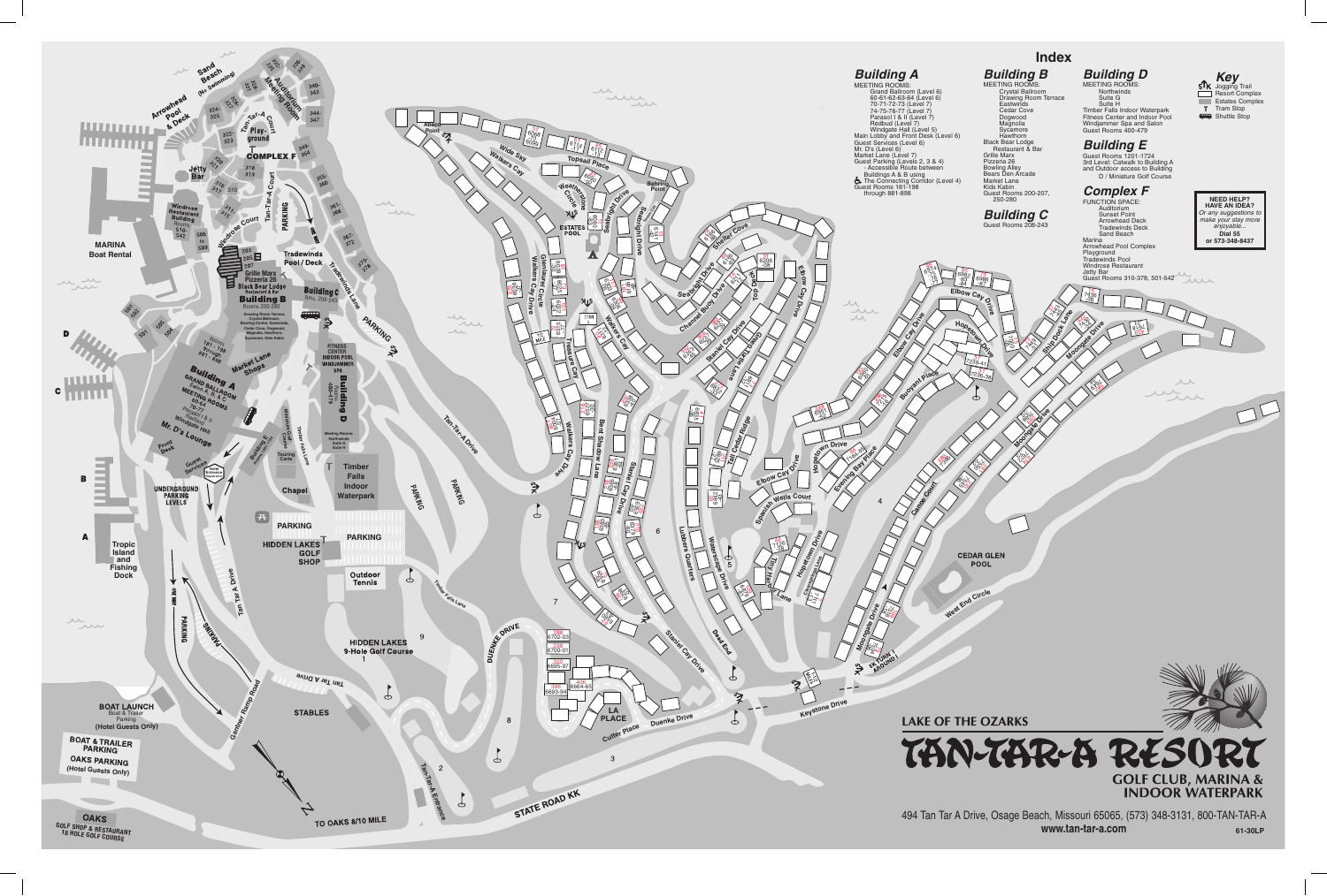# Index

## Building A

MEETING ROOMS:
- Grand Ballroom (Level 6)
- 60-61-62-63-64 (Level 6)
- 70-71-72-73 (Level 7)
- 74-75-76-77 (Level 7)
- Parasol I & II (Level 7)
- Redbud (Level 7)
- Windgate Hall (Level 5)

Main Lobby and Front Desk (Level 6)
Guest Services (Level 6)
Mr. D's (Level 6)
Market Lane (Level 7)
Guest Parking (Levels 2, 3 & 4)
- Accessible Route between Buildings A & B using The Connecting Corridor (Level 4)

Guest Rooms 181-198 through 881-898

## Building B

MEETING ROOMS:
- Crystal Ballroom
- Drawing Room Terrace
- Eastwinds
- Cedar Cove
- Dogwood
- Magnolia
- Sycamore
- Hawthorn

Black Bear Lodge Restaurant & Bar
Grille Marx
Pizzeria 26
Bowling Alley
Bears Den Arcade
Market Lane
Kids Kabin
Guest Rooms 200-207, 250-280

## Building C

Guest Rooms 208-243

## Building D

MEETING ROOMS:
- Northwinds
- Suite G
- Suite H

Timber Falls Indoor Waterpark
Fitness Center and Indoor Pool
Windjammer Spa and Salon
Guest Rooms 400-479

## Building E

Guest Rooms 1201-1724
3rd Level: Catwalk to Building A and Outdoor access to Building D / Miniature Golf Course

## Complex F

FUNCTION SPACE:
- Auditorium
- Sunset Point
- Arrowhead Deck
- Tradewinds Deck
- Sand Beach

Marina
Arrowhead Pool Complex
Playground
Tradewinds Pool
Windrose Restaurant
Jetty Bar
Guest Rooms 310-378, 501-542

## Key

- 5K Jogging Trail
- Resort Complex
- Estates Complex
- Tram Stop
- Shuttle Stop

**NEED HELP? HAVE AN IDEA?**
*Or any suggestions to make your stay more enjoyable...*
**Dial 55 or 573-348-8437**

# LAKE OF THE OZARKS

# TAN-TAR-A RESORT

**GOLF CLUB, MARINA & INDOOR WATERPARK**

494 Tan Tar A Drive, Osage Beach, Missouri 65065, (573) 348-3131, 800-TAN-TAR-A
**www.tan-tar-a.com**

61-30LP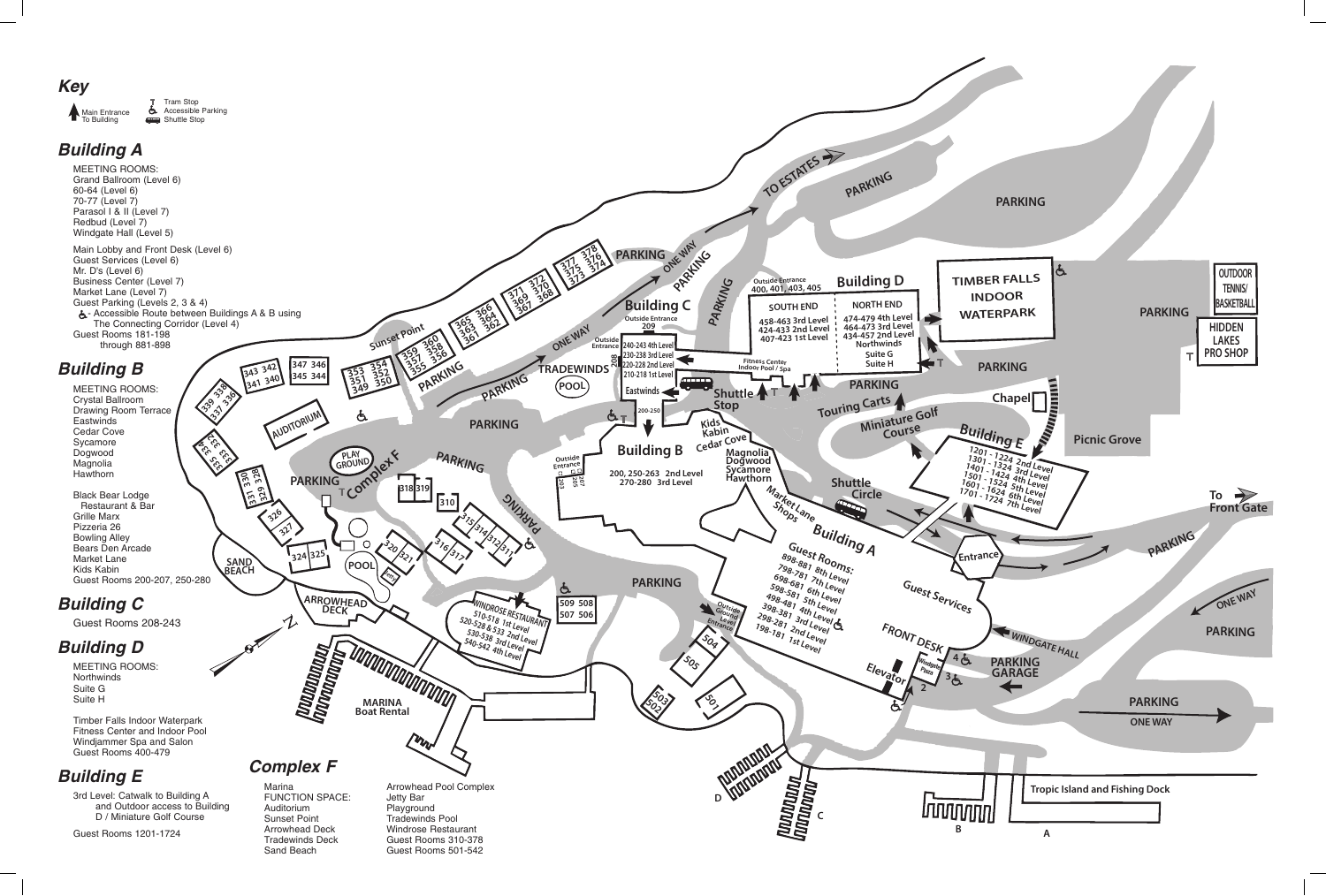## Key

- Main Entrance To Building
- Tram Stop
- Accessible Parking
- Shuttle Stop

## Building A

MEETING ROOMS:
Grand Ballroom (Level 6)
60-64 (Level 6)
70-77 (Level 7)
Parasol I & II (Level 7)
Redbud (Level 7)
Windgate Hall (Level 5)

Main Lobby and Front Desk (Level 6)
Guest Services (Level 6)
Mr. D's (Level 6)
Business Center (Level 7)
Market Lane (Level 7)
Guest Parking (Levels 2, 3 & 4)
- Accessible Route between Buildings A & B using The Connecting Corridor (Level 4)

Guest Rooms 181-198 through 881-898

## Building B

MEETING ROOMS:
Crystal Ballroom
Drawing Room Terrace
Eastwinds
Cedar Cove
Sycamore
Dogwood
Magnolia
Hawthorn

Black Bear Lodge Restaurant & Bar
Grille Marx
Pizzeria 26
Bowling Alley
Bears Den Arcade
Market Lane
Kids Kabin
Guest Rooms 200-207, 250-280

## Building C

Guest Rooms 208-243

## Building D

MEETING ROOMS:
Northwinds
Suite G
Suite H

Timber Falls Indoor Waterpark
Fitness Center and Indoor Pool
Windjammer Spa and Salon
Guest Rooms 400-479

## Building E

3rd Level: Catwalk to Building A and Outdoor access to Building D / Miniature Golf Course

Guest Rooms 1201-1724

## Complex F

Marina
FUNCTION SPACE:
Auditorium
Sunset Point
Arrowhead Deck
Tradewinds Deck
Sand Beach

Arrowhead Pool Complex
Jetty Bar
Playground
Tradewinds Pool
Windrose Restaurant
Guest Rooms 310-378
Guest Rooms 501-542